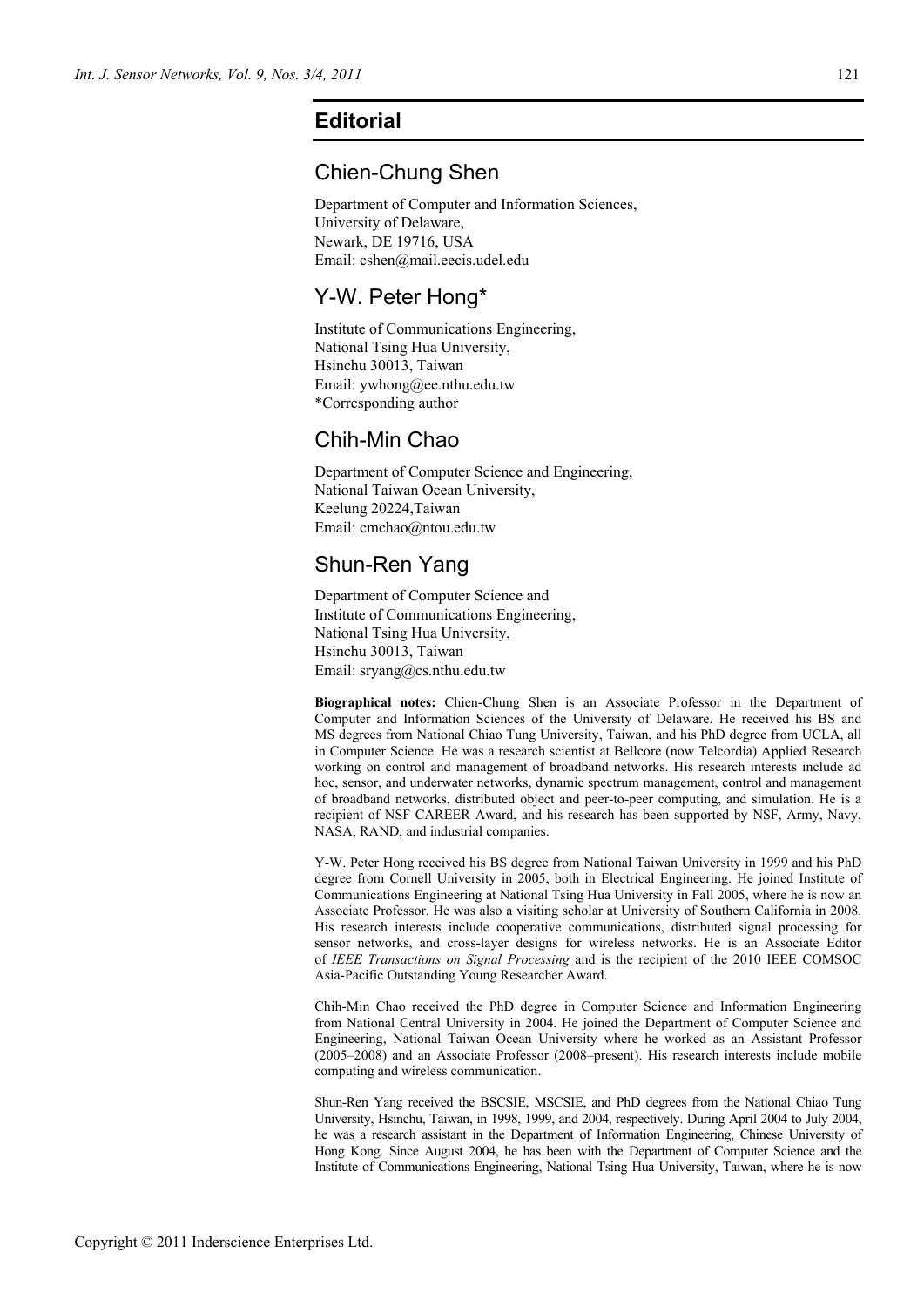# Editorial

## Chien-Chung Shen

Department of Computer and Information Sciences,
University of Delaware,
Newark, DE 19716, USA
Email: cshen@mail.eecis.udel.edu

## Y-W. Peter Hong*

Institute of Communications Engineering,
National Tsing Hua University,
Hsinchu 30013, Taiwan
Email: ywhong@ee.nthu.edu.tw
*Corresponding author

## Chih-Min Chao

Department of Computer Science and Engineering,
National Taiwan Ocean University,
Keelung 20224,Taiwan
Email: cmchao@ntou.edu.tw

## Shun-Ren Yang

Department of Computer Science and
Institute of Communications Engineering,
National Tsing Hua University,
Hsinchu 30013, Taiwan
Email: sryang@cs.nthu.edu.tw

**Biographical notes:** Chien-Chung Shen is an Associate Professor in the Department of Computer and Information Sciences of the University of Delaware. He received his BS and MS degrees from National Chiao Tung University, Taiwan, and his PhD degree from UCLA, all in Computer Science. He was a research scientist at Bellcore (now Telcordia) Applied Research working on control and management of broadband networks. His research interests include ad hoc, sensor, and underwater networks, dynamic spectrum management, control and management of broadband networks, distributed object and peer-to-peer computing, and simulation. He is a recipient of NSF CAREER Award, and his research has been supported by NSF, Army, Navy, NASA, RAND, and industrial companies.

Y-W. Peter Hong received his BS degree from National Taiwan University in 1999 and his PhD degree from Cornell University in 2005, both in Electrical Engineering. He joined Institute of Communications Engineering at National Tsing Hua University in Fall 2005, where he is now an Associate Professor. He was also a visiting scholar at University of Southern California in 2008. His research interests include cooperative communications, distributed signal processing for sensor networks, and cross-layer designs for wireless networks. He is an Associate Editor of *IEEE Transactions on Signal Processing* and is the recipient of the 2010 IEEE COMSOC Asia-Pacific Outstanding Young Researcher Award.

Chih-Min Chao received the PhD degree in Computer Science and Information Engineering from National Central University in 2004. He joined the Department of Computer Science and Engineering, National Taiwan Ocean University where he worked as an Assistant Professor (2005–2008) and an Associate Professor (2008–present). His research interests include mobile computing and wireless communication.

Shun-Ren Yang received the BSCSIE, MSCSIE, and PhD degrees from the National Chiao Tung University, Hsinchu, Taiwan, in 1998, 1999, and 2004, respectively. During April 2004 to July 2004, he was a research assistant in the Department of Information Engineering, Chinese University of Hong Kong. Since August 2004, he has been with the Department of Computer Science and the Institute of Communications Engineering, National Tsing Hua University, Taiwan, where he is now

Copyright © 2011 Inderscience Enterprises Ltd.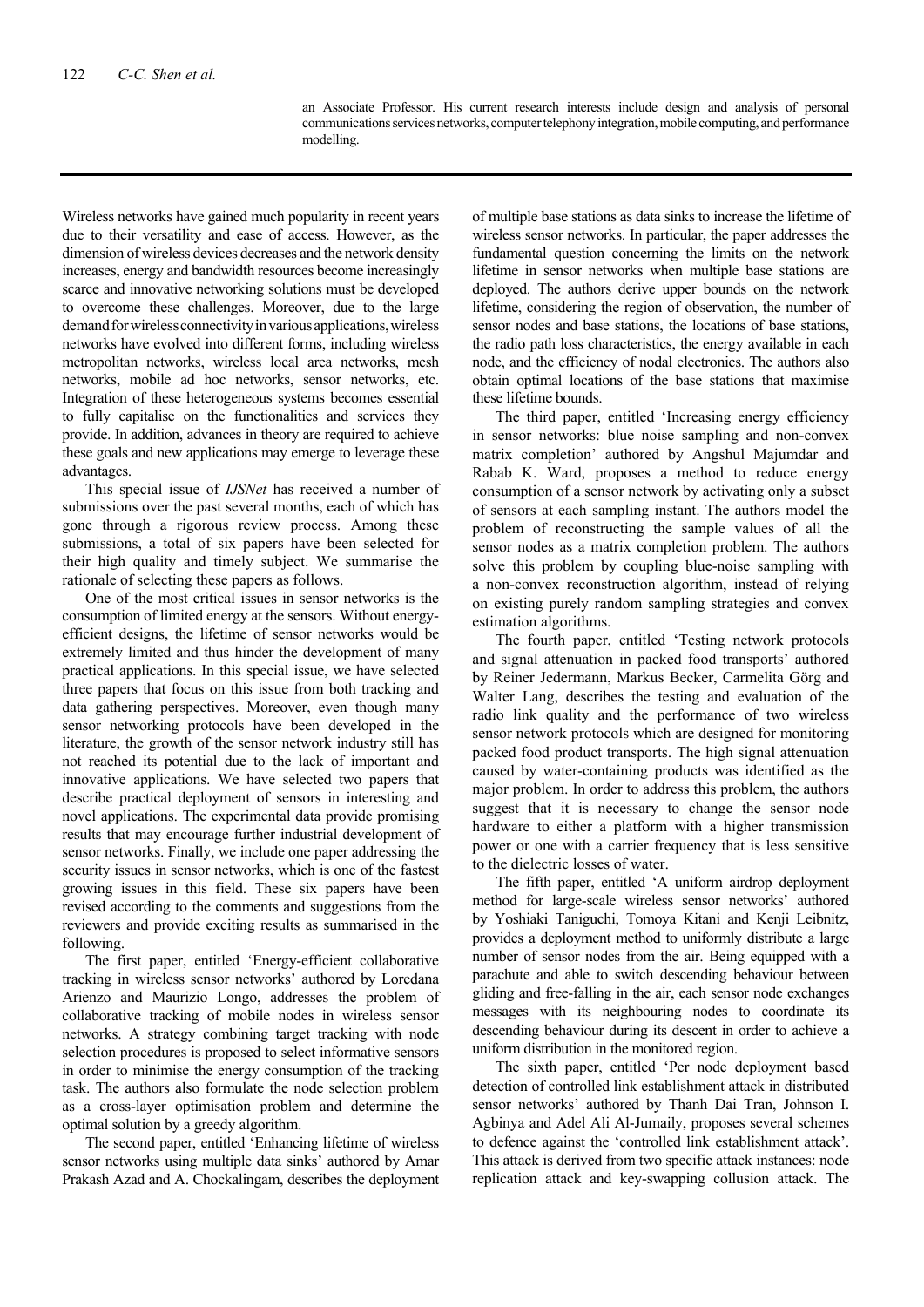an Associate Professor. His current research interests include design and analysis of personal communications services networks, computer telephony integration, mobile computing, and performance modelling.

---

Wireless networks have gained much popularity in recent years due to their versatility and ease of access. However, as the dimension of wireless devices decreases and the network density increases, energy and bandwidth resources become increasingly scarce and innovative networking solutions must be developed to overcome these challenges. Moreover, due to the large demand for wireless connectivity in various applications, wireless networks have evolved into different forms, including wireless metropolitan networks, wireless local area networks, mesh networks, mobile ad hoc networks, sensor networks, etc. Integration of these heterogeneous systems becomes essential to fully capitalise on the functionalities and services they provide. In addition, advances in theory are required to achieve these goals and new applications may emerge to leverage these advantages.

This special issue of *IJSNet* has received a number of submissions over the past several months, each of which has gone through a rigorous review process. Among these submissions, a total of six papers have been selected for their high quality and timely subject. We summarise the rationale of selecting these papers as follows.

One of the most critical issues in sensor networks is the consumption of limited energy at the sensors. Without energy-efficient designs, the lifetime of sensor networks would be extremely limited and thus hinder the development of many practical applications. In this special issue, we have selected three papers that focus on this issue from both tracking and data gathering perspectives. Moreover, even though many sensor networking protocols have been developed in the literature, the growth of the sensor network industry still has not reached its potential due to the lack of important and innovative applications. We have selected two papers that describe practical deployment of sensors in interesting and novel applications. The experimental data provide promising results that may encourage further industrial development of sensor networks. Finally, we include one paper addressing the security issues in sensor networks, which is one of the fastest growing issues in this field. These six papers have been revised according to the comments and suggestions from the reviewers and provide exciting results as summarised in the following.

The first paper, entitled 'Energy-efficient collaborative tracking in wireless sensor networks' authored by Loredana Arienzo and Maurizio Longo, addresses the problem of collaborative tracking of mobile nodes in wireless sensor networks. A strategy combining target tracking with node selection procedures is proposed to select informative sensors in order to minimise the energy consumption of the tracking task. The authors also formulate the node selection problem as a cross-layer optimisation problem and determine the optimal solution by a greedy algorithm.

The second paper, entitled 'Enhancing lifetime of wireless sensor networks using multiple data sinks' authored by Amar Prakash Azad and A. Chockalingam, describes the deployment of multiple base stations as data sinks to increase the lifetime of wireless sensor networks. In particular, the paper addresses the fundamental question concerning the limits on the network lifetime in sensor networks when multiple base stations are deployed. The authors derive upper bounds on the network lifetime, considering the region of observation, the number of sensor nodes and base stations, the locations of base stations, the radio path loss characteristics, the energy available in each node, and the efficiency of nodal electronics. The authors also obtain optimal locations of the base stations that maximise these lifetime bounds.

The third paper, entitled 'Increasing energy efficiency in sensor networks: blue noise sampling and non-convex matrix completion' authored by Angshul Majumdar and Rabab K. Ward, proposes a method to reduce energy consumption of a sensor network by activating only a subset of sensors at each sampling instant. The authors model the problem of reconstructing the sample values of all the sensor nodes as a matrix completion problem. The authors solve this problem by coupling blue-noise sampling with a non-convex reconstruction algorithm, instead of relying on existing purely random sampling strategies and convex estimation algorithms.

The fourth paper, entitled 'Testing network protocols and signal attenuation in packed food transports' authored by Reiner Jedermann, Markus Becker, Carmelita Görg and Walter Lang, describes the testing and evaluation of the radio link quality and the performance of two wireless sensor network protocols which are designed for monitoring packed food product transports. The high signal attenuation caused by water-containing products was identified as the major problem. In order to address this problem, the authors suggest that it is necessary to change the sensor node hardware to either a platform with a higher transmission power or one with a carrier frequency that is less sensitive to the dielectric losses of water.

The fifth paper, entitled 'A uniform airdrop deployment method for large-scale wireless sensor networks' authored by Yoshiaki Taniguchi, Tomoya Kitani and Kenji Leibnitz, provides a deployment method to uniformly distribute a large number of sensor nodes from the air. Being equipped with a parachute and able to switch descending behaviour between gliding and free-falling in the air, each sensor node exchanges messages with its neighbouring nodes to coordinate its descending behaviour during its descent in order to achieve a uniform distribution in the monitored region.

The sixth paper, entitled 'Per node deployment based detection of controlled link establishment attack in distributed sensor networks' authored by Thanh Dai Tran, Johnson I. Agbinya and Adel Ali Al-Jumaily, proposes several schemes to defence against the 'controlled link establishment attack'. This attack is derived from two specific attack instances: node replication attack and key-swapping collusion attack. The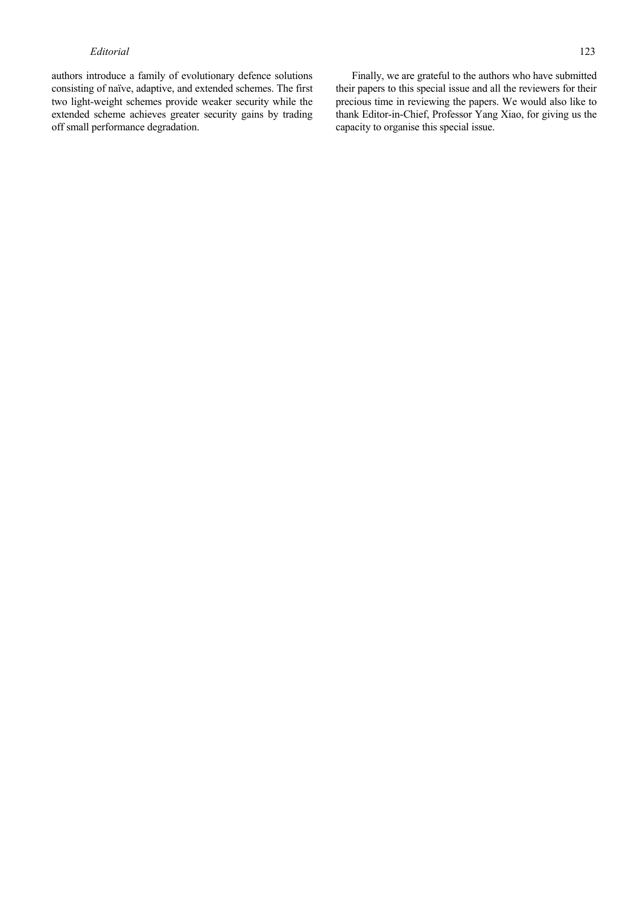authors introduce a family of evolutionary defence solutions consisting of naïve, adaptive, and extended schemes. The first two light-weight schemes provide weaker security while the extended scheme achieves greater security gains by trading off small performance degradation.

Finally, we are grateful to the authors who have submitted their papers to this special issue and all the reviewers for their precious time in reviewing the papers. We would also like to thank Editor-in-Chief, Professor Yang Xiao, for giving us the capacity to organise this special issue.